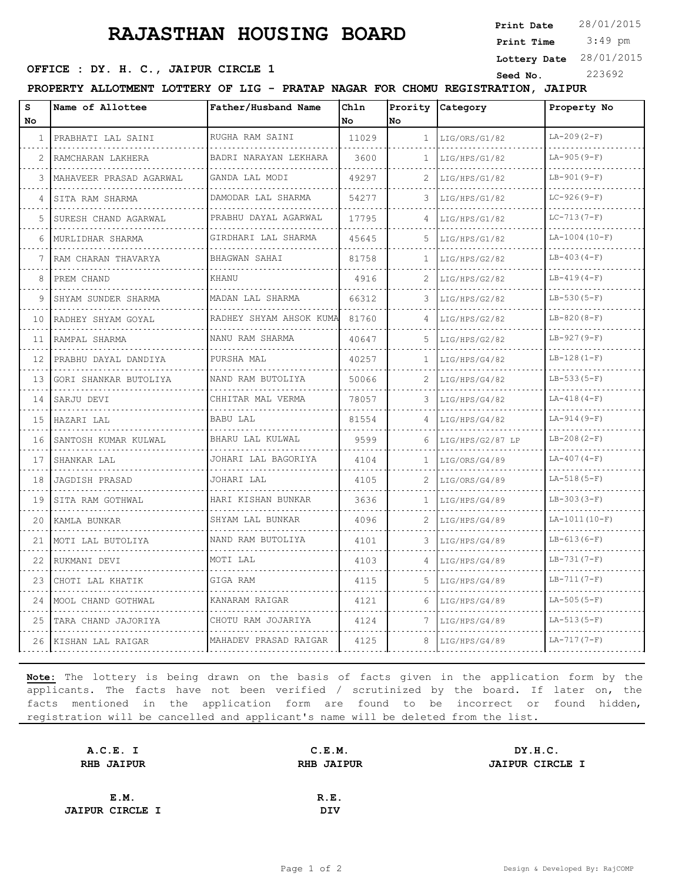# RAJASTHAN HOUSING BOARD

**Print Date** 28/01/2015
**Print Time** 3:49 pm
**Lottery Date** 28/01/2015
**Seed No.** 223692

**OFFICE : DY. H. C., JAIPUR CIRCLE 1**

**PROPERTY ALLOTMENT LOTTERY OF LIG - PRATAP NAGAR FOR CHOMU REGISTRATION, JAIPUR**

| S No | Name of Allottee | Father/Husband Name | Chln No | Prority No | Category | Property No |
|---|---|---|---|---|---|---|
| 1 | PRABHATI LAL SAINI | RUGHA RAM SAINI | 11029 | 1 | LIG/ORS/G1/82 | LA-209(2-F) |
| 2 | RAMCHARAN LAKHERA | BADRI NARAYAN LEKHARA | 3600 | 1 | LIG/HPS/G1/82 | LA-905(9-F) |
| 3 | MAHAVEER PRASAD AGARWAL | GANDA LAL MODI | 49297 | 2 | LIG/HPS/G1/82 | LB-901(9-F) |
| 4 | SITA RAM SHARMA | DAMODAR LAL SHARMA | 54277 | 3 | LIG/HPS/G1/82 | LC-926(9-F) |
| 5 | SURESH CHAND AGARWAL | PRABHU DAYAL AGARWAL | 17795 | 4 | LIG/HPS/G1/82 | LC-713(7-F) |
| 6 | MURLIDHAR SHARMA | GIRDHARI LAL SHARMA | 45645 | 5 | LIG/HPS/G1/82 | LA-1004(10-F) |
| 7 | RAM CHARAN THAVARYA | BHAGWAN SAHAI | 81758 | 1 | LIG/HPS/G2/82 | LB-403(4-F) |
| 8 | PREM CHAND | KHANU | 4916 | 2 | LIG/HPS/G2/82 | LB-419(4-F) |
| 9 | SHYAM SUNDER SHARMA | MADAN LAL SHARMA | 66312 | 3 | LIG/HPS/G2/82 | LB-530(5-F) |
| 10 | RADHEY SHYAM GOYAL | RADHEY SHYAM AHSOK KUMA | 81760 | 4 | LIG/HPS/G2/82 | LB-820(8-F) |
| 11 | RAMPAL SHARMA | NANU RAM SHARMA | 40647 | 5 | LIG/HPS/G2/82 | LB-927(9-F) |
| 12 | PRABHU DAYAL DANDIYA | PURSHA MAL | 40257 | 1 | LIG/HPS/G4/82 | LB-128(1-F) |
| 13 | GORI SHANKAR BUTOLIYA | NAND RAM BUTOLIYA | 50066 | 2 | LIG/HPS/G4/82 | LB-533(5-F) |
| 14 | SARJU DEVI | CHHITAR MAL VERMA | 78057 | 3 | LIG/HPS/G4/82 | LA-418(4-F) |
| 15 | HAZARI LAL | BABU LAL | 81554 | 4 | LIG/HPS/G4/82 | LA-914(9-F) |
| 16 | SANTOSH KUMAR KULWAL | BHARU LAL KULWAL | 9599 | 6 | LIG/HPS/G2/87 LP | LB-208(2-F) |
| 17 | SHANKAR LAL | JOHARI LAL BAGORIYA | 4104 | 1 | LIG/ORS/G4/89 | LA-407(4-F) |
| 18 | JAGDISH PRASAD | JOHARI LAL | 4105 | 2 | LIG/ORS/G4/89 | LA-518(5-F) |
| 19 | SITA RAM GOTHWAL | HARI KISHAN BUNKAR | 3636 | 1 | LIG/HPS/G4/89 | LB-303(3-F) |
| 20 | KAMLA BUNKAR | SHYAM LAL BUNKAR | 4096 | 2 | LIG/HPS/G4/89 | LA-1011(10-F) |
| 21 | MOTI LAL BUTOLIYA | NAND RAM BUTOLIYA | 4101 | 3 | LIG/HPS/G4/89 | LB-613(6-F) |
| 22 | RUKMANI DEVI | MOTI LAL | 4103 | 4 | LIG/HPS/G4/89 | LB-731(7-F) |
| 23 | CHOTI LAL KHATIK | GIGA RAM | 4115 | 5 | LIG/HPS/G4/89 | LB-711(7-F) |
| 24 | MOOL CHAND GOTHWAL | KANARAM RAIGAR | 4121 | 6 | LIG/HPS/G4/89 | LA-505(5-F) |
| 25 | TARA CHAND JAJORIYA | CHOTU RAM JOJARIYA | 4124 | 7 | LIG/HPS/G4/89 | LA-513(5-F) |
| 26 | KISHAN LAL RAIGAR | MAHADEV PRASAD RAIGAR | 4125 | 8 | LIG/HPS/G4/89 | LA-717(7-F) |

**Note:** The lottery is being drawn on the basis of facts given in the application form by the applicants. The facts have not been verified / scrutinized by the board. If later on, the facts mentioned in the application form are found to be incorrect or found hidden, registration will be cancelled and applicant's name will be deleted from the list.

**A.C.E. I**
**RHB JAIPUR**

**C.E.M.**
**RHB JAIPUR**

**DY.H.C.**
**JAIPUR CIRCLE I**

**E.M.**
**JAIPUR CIRCLE I**

**R.E.**
**DIV**

Design & Developed By: RajCOMP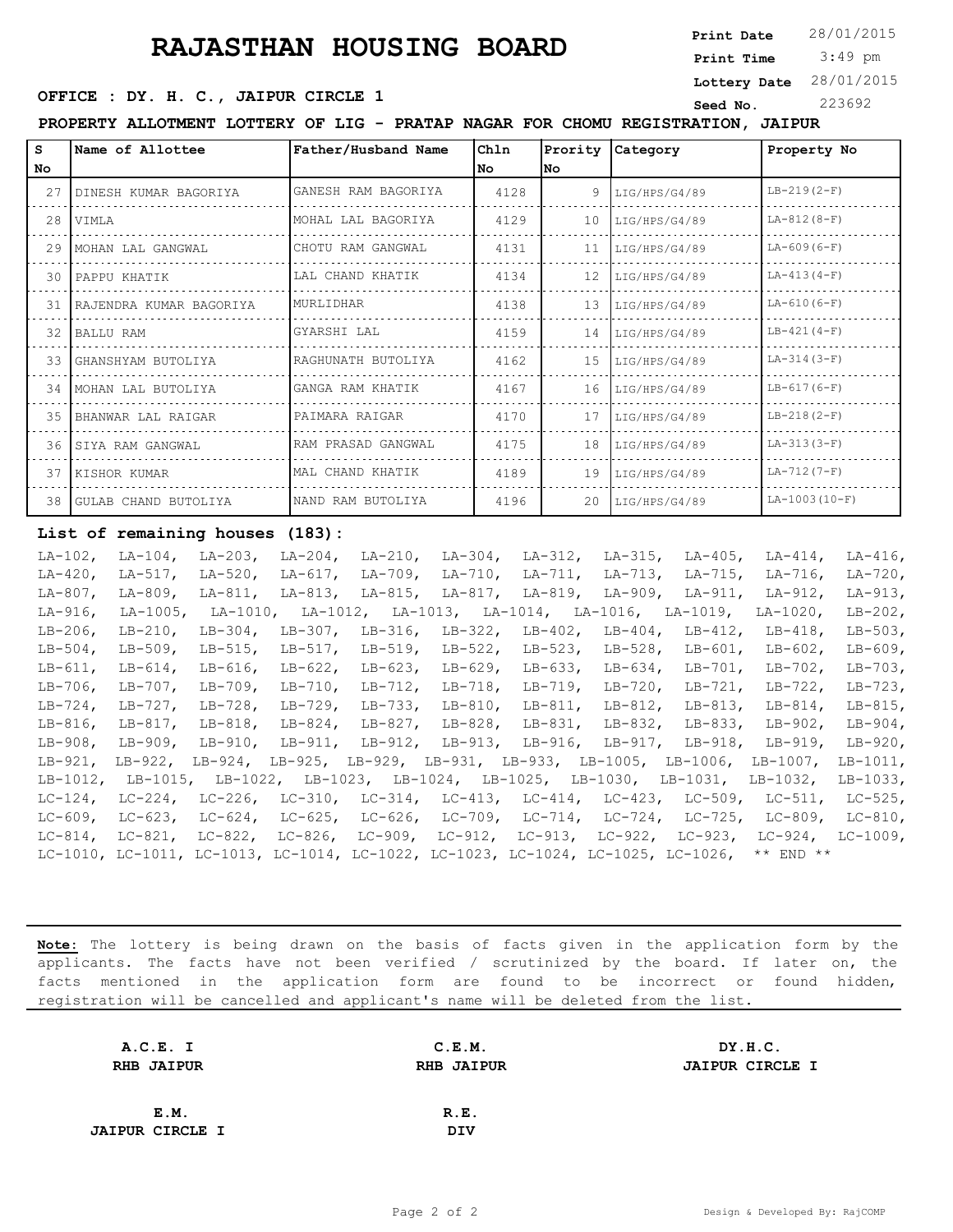# RAJASTHAN HOUSING BOARD

**Print Date** 28/01/2015
**Print Time** 3:49 pm
**Lottery Date** 28/01/2015
**Seed No.** 223692

**OFFICE : DY. H. C., JAIPUR CIRCLE 1**

**PROPERTY ALLOTMENT LOTTERY OF LIG - PRATAP NAGAR FOR CHOMU REGISTRATION, JAIPUR**

| S No | Name of Allottee | Father/Husband Name | Chln No | Prority No | Category | Property No |
|---|---|---|---|---|---|---|
| 27 | DINESH KUMAR BAGORIYA | GANESH RAM BAGORIYA | 4128 | 9 | LIG/HPS/G4/89 | LB-219(2-F) |
| 28 | VIMLA | MOHAL LAL BAGORIYA | 4129 | 10 | LIG/HPS/G4/89 | LA-812(8-F) |
| 29 | MOHAN LAL GANGWAL | CHOTU RAM GANGWAL | 4131 | 11 | LIG/HPS/G4/89 | LA-609(6-F) |
| 30 | PAPPU KHATIK | LAL CHAND KHATIK | 4134 | 12 | LIG/HPS/G4/89 | LA-413(4-F) |
| 31 | RAJENDRA KUMAR BAGORIYA | MURLIDHAR | 4138 | 13 | LIG/HPS/G4/89 | LA-610(6-F) |
| 32 | BALLU RAM | GYARSHI LAL | 4159 | 14 | LIG/HPS/G4/89 | LB-421(4-F) |
| 33 | GHANSHYAM BUTOLIYA | RAGHUNATH BUTOLIYA | 4162 | 15 | LIG/HPS/G4/89 | LA-314(3-F) |
| 34 | MOHAN LAL BUTOLIYA | GANGA RAM KHATIK | 4167 | 16 | LIG/HPS/G4/89 | LB-617(6-F) |
| 35 | BHANWAR LAL RAIGAR | PAIMARA RAIGAR | 4170 | 17 | LIG/HPS/G4/89 | LB-218(2-F) |
| 36 | SIYA RAM GANGWAL | RAM PRASAD GANGWAL | 4175 | 18 | LIG/HPS/G4/89 | LA-313(3-F) |
| 37 | KISHOR KUMAR | MAL CHAND KHATIK | 4189 | 19 | LIG/HPS/G4/89 | LA-712(7-F) |
| 38 | GULAB CHAND BUTOLIYA | NAND RAM BUTOLIYA | 4196 | 20 | LIG/HPS/G4/89 | LA-1003(10-F) |

## List of remaining houses (183):

LA-102, LA-104, LA-203, LA-204, LA-210, LA-304, LA-312, LA-315, LA-405, LA-414, LA-416, LA-420, LA-517, LA-520, LA-617, LA-709, LA-710, LA-711, LA-713, LA-715, LA-716, LA-720, LA-807, LA-809, LA-811, LA-813, LA-815, LA-817, LA-819, LA-909, LA-911, LA-912, LA-913, LA-916, LA-1005, LA-1010, LA-1012, LA-1013, LA-1014, LA-1016, LA-1019, LA-1020, LB-202, LB-206, LB-210, LB-304, LB-307, LB-316, LB-322, LB-402, LB-404, LB-412, LB-418, LB-503, LB-504, LB-509, LB-515, LB-517, LB-519, LB-522, LB-523, LB-528, LB-601, LB-602, LB-609, LB-611, LB-614, LB-616, LB-622, LB-623, LB-629, LB-633, LB-634, LB-701, LB-702, LB-703, LB-706, LB-707, LB-709, LB-710, LB-712, LB-718, LB-719, LB-720, LB-721, LB-722, LB-723, LB-724, LB-727, LB-728, LB-729, LB-733, LB-810, LB-811, LB-812, LB-813, LB-814, LB-815, LB-816, LB-817, LB-818, LB-824, LB-827, LB-828, LB-831, LB-832, LB-833, LB-902, LB-904, LB-908, LB-909, LB-910, LB-911, LB-912, LB-913, LB-916, LB-917, LB-918, LB-919, LB-920, LB-921, LB-922, LB-924, LB-925, LB-929, LB-931, LB-933, LB-1005, LB-1006, LB-1007, LB-1011, LB-1012, LB-1015, LB-1022, LB-1023, LB-1024, LB-1025, LB-1030, LB-1031, LB-1032, LB-1033, LC-124, LC-224, LC-226, LC-310, LC-314, LC-413, LC-414, LC-423, LC-509, LC-511, LC-525, LC-609, LC-623, LC-624, LC-625, LC-626, LC-709, LC-714, LC-724, LC-725, LC-809, LC-810, LC-814, LC-821, LC-822, LC-826, LC-909, LC-912, LC-913, LC-922, LC-923, LC-924, LC-1009, LC-1010, LC-1011, LC-1013, LC-1014, LC-1022, LC-1023, LC-1024, LC-1025, LC-1026, ** END **

**Note:** The lottery is being drawn on the basis of facts given in the application form by the applicants. The facts have not been verified / scrutinized by the board. If later on, the facts mentioned in the application form are found to be incorrect or found hidden, registration will be cancelled and applicant's name will be deleted from the list.

**A.C.E. I**
**RHB JAIPUR**

**C.E.M.**
**RHB JAIPUR**

**DY.H.C.**
**JAIPUR CIRCLE I**

**E.M.**
**JAIPUR CIRCLE I**

**R.E.**
**DIV**

Design & Developed By: RajCOMP